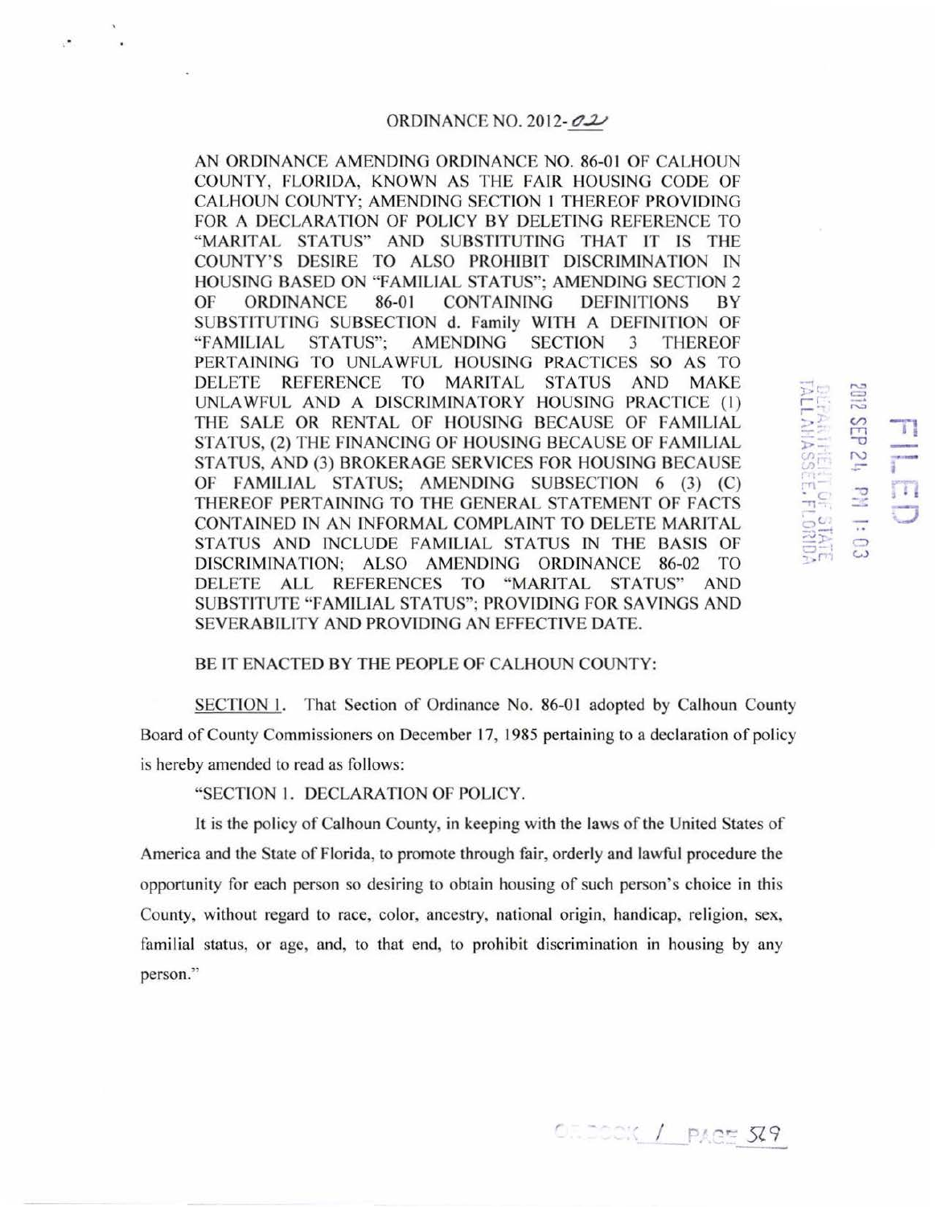# ORDINANCE NO. 2012-02

AN ORDINANCE AMENDING ORDINANCE NO. 86-01 OF CALHOUN COUNTY, FLORIDA, KNOWN AS THE FAIR HOUSING CODE OF CALHOUN COUNTY; AMENDING SECTION 1 THEREOF PROVIDING FOR A DECLARATION OF POLICY BY DELETING REFERENCE TO "MARITAL STATUS" AND SUBSTITUTING THAT IT IS THE COUNTY'S DESIRE TO ALSO PROHIBIT DISCRIMINATION IN HOUSING BASED ON "FAMILIAL STATUS"; AMENDING SECTION 2 OF ORDINANCE 86-01 CONTAINING DEFINITIONS BY SUBSTITUTING SUBSECTION d. Family WITH A DEFINITION OF "FAMILIAL STATUS"; AMENDING SECTION 3 THEREOF PERTAINING TO UNLAWFUL HOUSING PRACTICES SO AS TO DELETE REFERENCE TO MARITAL STATUS AND MAKE UNLAWFUL AND A DISCRIMINATORY HOUSING PRACTICE (1) THE SALE OR RENTAL OF HOUSING BECAUSE OF FAMILIAL STATUS, (2) THE FINANCING OF HOUSING BECAUSE OF FAMILIAL STATUS, AND (3) BROKERAGE SERVICES FOR HOUSING BECAUSE OF FAMILIAL STATUS; AMENDING SUBSECTION 6 (3) (C) THEREOF PERTAINING TO THE GENERAL STATEMENT OF FACTS CONTAINED IN AN INFORMAL COMPLAINT TO DELETE MARITAL STATUS AND INCLUDE FAMILIAL STATUS IN THE BASIS OF DISCRIMINATION; ALSO AMENDING ORDINANCE 86-02 TO DELETE ALL REFERENCES TO "MARITAL STATUS" AND SUBSTITUTE "FAMILIAL STATUS"; PROVIDING FOR SAVINGS AND SEVERABILITY AND PROVIDING AN EFFECTIVE DATE.

FILED
2012 SEP 24 PM 1:03
DEPARTMENT OF STATE
TALLAHASSEE, FLORIDA

BE IT ENACTED BY THE PEOPLE OF CALHOUN COUNTY:

SECTION 1. That Section of Ordinance No. 86-01 adopted by Calhoun County Board of County Commissioners on December 17, 1985 pertaining to a declaration of policy is hereby amended to read as follows:

"SECTION 1. DECLARATION OF POLICY.

It is the policy of Calhoun County, in keeping with the laws of the United States of America and the State of Florida, to promote through fair, orderly and lawful procedure the opportunity for each person so desiring to obtain housing of such person's choice in this County, without regard to race, color, ancestry, national origin, handicap, religion, sex, familial status, or age, and, to that end, to prohibit discrimination in housing by any person."

OR BOOK 1 PAGE 529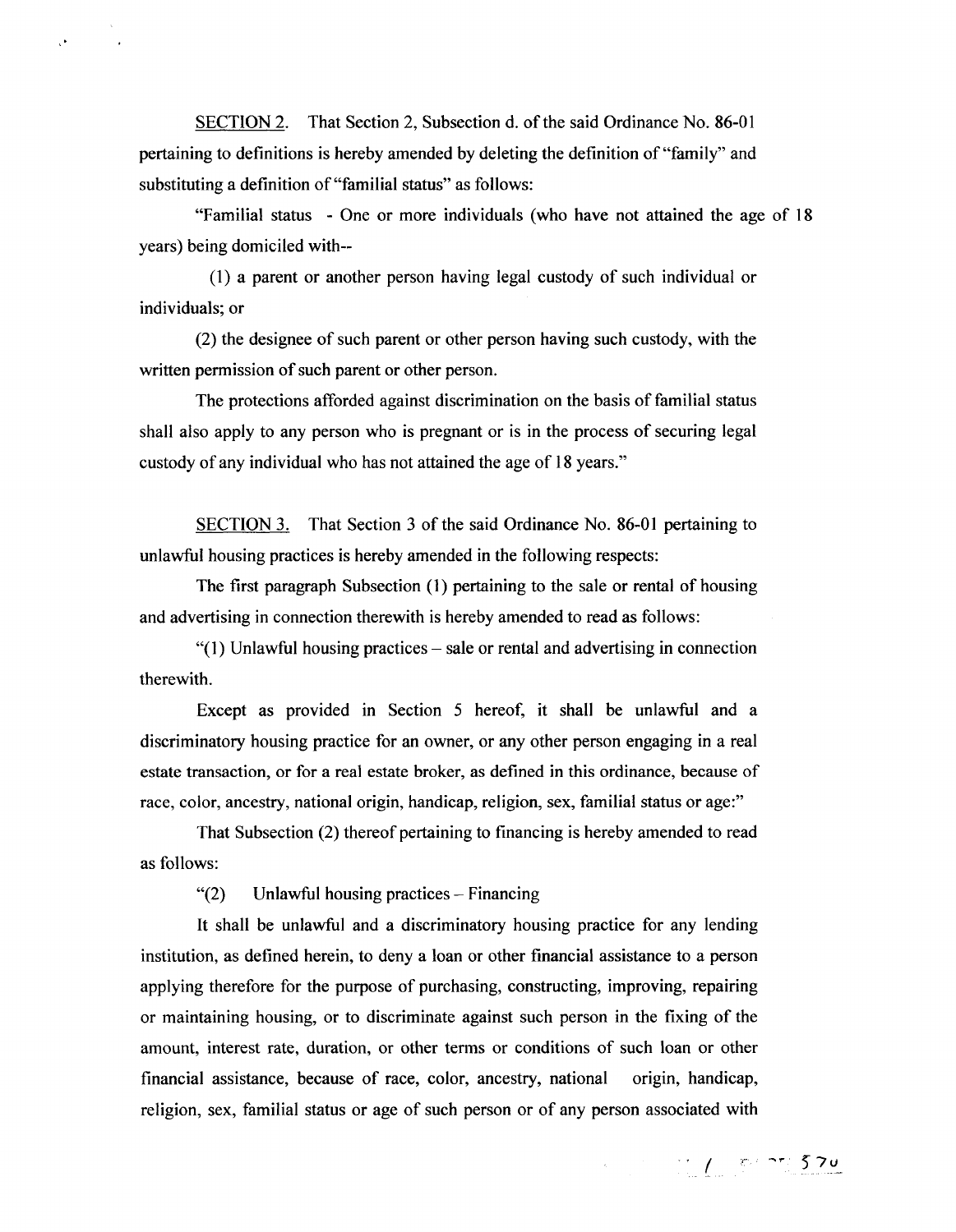<u>SECTION 2.</u> That Section 2, Subsection d. of the said Ordinance No. 86-01 pertaining to definitions is hereby amended by deleting the definition of "family" and substituting a definition of "familial status" as follows:

"Familial status - One or more individuals (who have not attained the age of 18 years) being domiciled with--

(1) a parent or another person having legal custody of such individual or individuals; or

(2) the designee of such parent or other person having such custody, with the written permission of such parent or other person.

The protections afforded against discrimination on the basis of familial status shall also apply to any person who is pregnant or is in the process of securing legal custody of any individual who has not attained the age of 18 years."

<u>SECTION 3.</u> That Section 3 of the said Ordinance No. 86-01 pertaining to unlawful housing practices is hereby amended in the following respects:

The first paragraph Subsection (1) pertaining to the sale or rental of housing and advertising in connection therewith is hereby amended to read as follows:

"(1) Unlawful housing practices – sale or rental and advertising in connection therewith.

Except as provided in Section 5 hereof, it shall be unlawful and a discriminatory housing practice for an owner, or any other person engaging in a real estate transaction, or for a real estate broker, as defined in this ordinance, because of race, color, ancestry, national origin, handicap, religion, sex, familial status or age:"

That Subsection (2) thereof pertaining to financing is hereby amended to read as follows:

"(2) Unlawful housing practices – Financing

It shall be unlawful and a discriminatory housing practice for any lending institution, as defined herein, to deny a loan or other financial assistance to a person applying therefore for the purpose of purchasing, constructing, improving, repairing or maintaining housing, or to discriminate against such person in the fixing of the amount, interest rate, duration, or other terms or conditions of such loan or other financial assistance, because of race, color, ancestry, national origin, handicap, religion, sex, familial status or age of such person or of any person associated with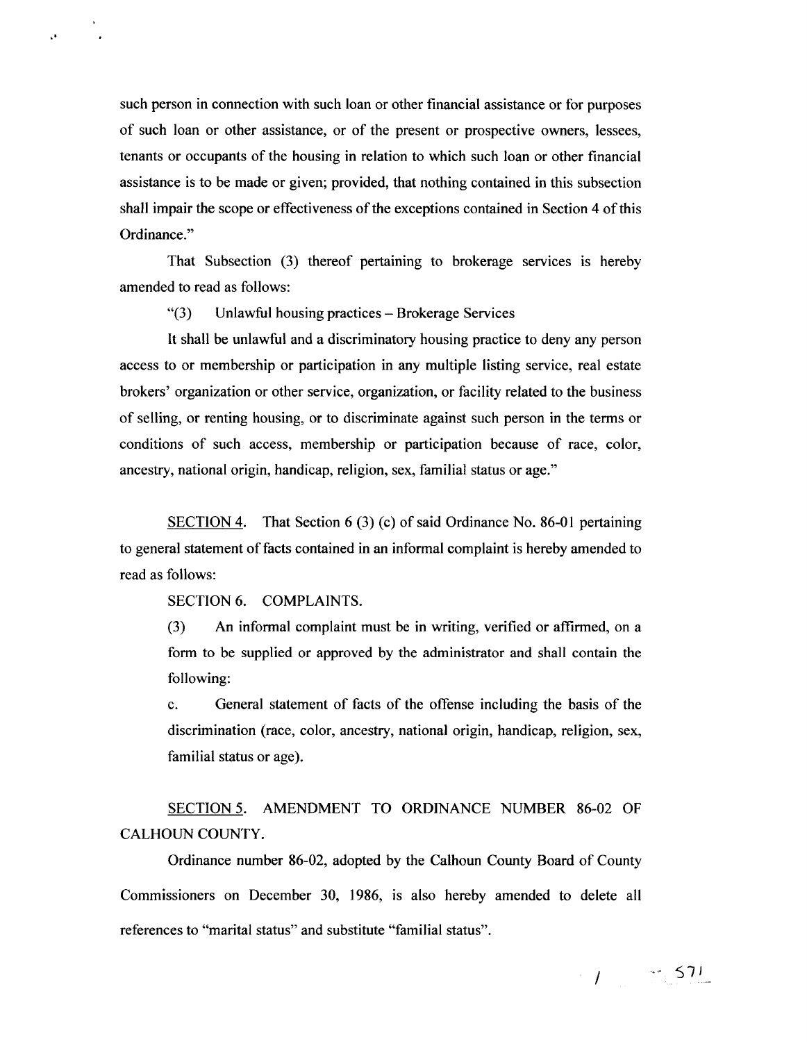such person in connection with such loan or other financial assistance or for purposes of such loan or other assistance, or of the present or prospective owners, lessees, tenants or occupants of the housing in relation to which such loan or other financial assistance is to be made or given; provided, that nothing contained in this subsection shall impair the scope or effectiveness of the exceptions contained in Section 4 of this Ordinance."

That Subsection (3) thereof pertaining to brokerage services is hereby amended to read as follows:

"(3) Unlawful housing practices – Brokerage Services

It shall be unlawful and a discriminatory housing practice to deny any person access to or membership or participation in any multiple listing service, real estate brokers' organization or other service, organization, or facility related to the business of selling, or renting housing, or to discriminate against such person in the terms or conditions of such access, membership or participation because of race, color, ancestry, national origin, handicap, religion, sex, familial status or age."

SECTION 4. That Section 6 (3) (c) of said Ordinance No. 86-01 pertaining to general statement of facts contained in an informal complaint is hereby amended to read as follows:

SECTION 6. COMPLAINTS.

(3) An informal complaint must be in writing, verified or affirmed, on a form to be supplied or approved by the administrator and shall contain the following:

c. General statement of facts of the offense including the basis of the discrimination (race, color, ancestry, national origin, handicap, religion, sex, familial status or age).

SECTION 5. AMENDMENT TO ORDINANCE NUMBER 86-02 OF CALHOUN COUNTY.

Ordinance number 86-02, adopted by the Calhoun County Board of County Commissioners on December 30, 1986, is also hereby amended to delete all references to "marital status" and substitute "familial status".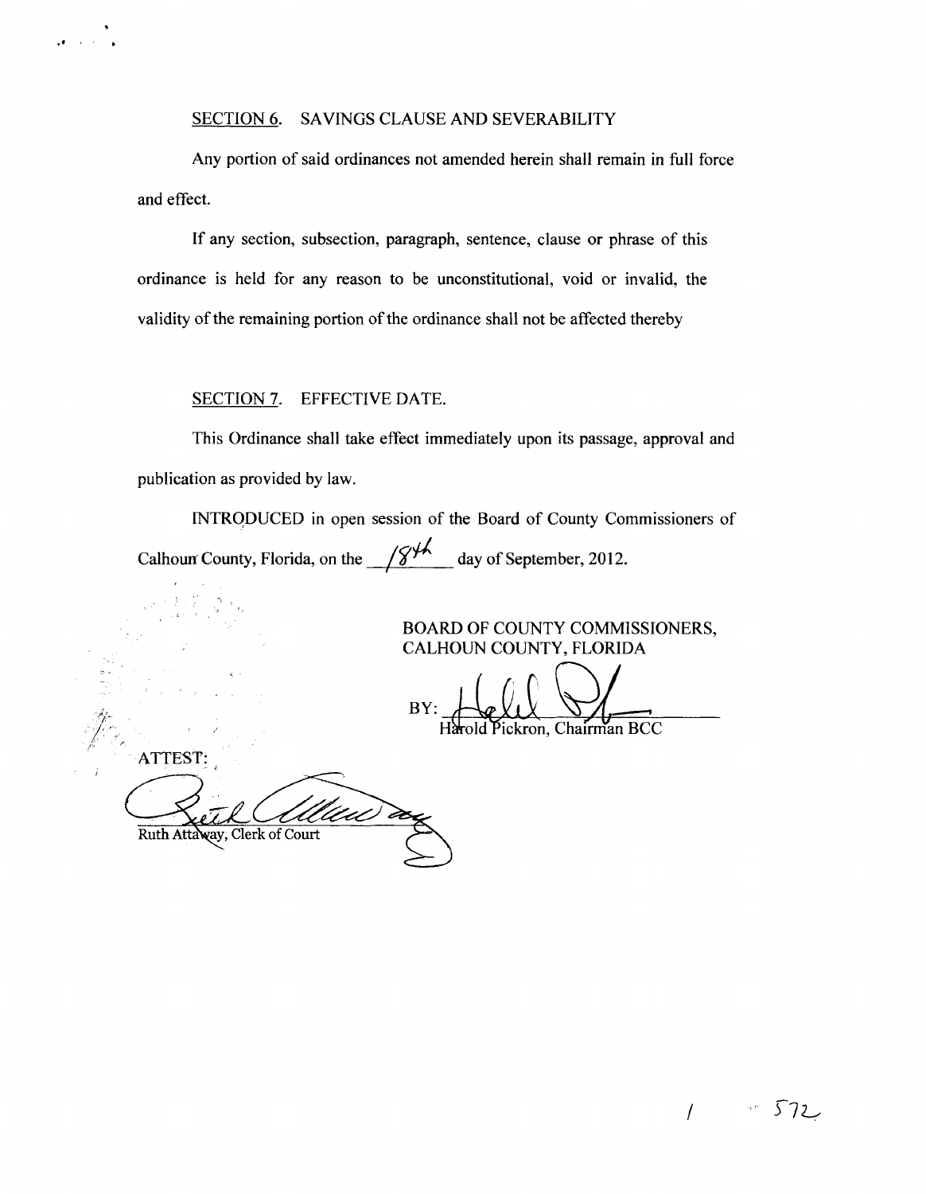SECTION 6. SAVINGS CLAUSE AND SEVERABILITY

Any portion of said ordinances not amended herein shall remain in full force and effect.

If any section, subsection, paragraph, sentence, clause or phrase of this ordinance is held for any reason to be unconstitutional, void or invalid, the validity of the remaining portion of the ordinance shall not be affected thereby

SECTION 7. EFFECTIVE DATE.

This Ordinance shall take effect immediately upon its passage, approval and publication as provided by law.

INTRODUCED in open session of the Board of County Commissioners of Calhoun County, Florida, on the 18th day of September, 2012.

BOARD OF COUNTY COMMISSIONERS,
CALHOUN COUNTY, FLORIDA

BY: ______________________
Harold Pickron, Chairman BCC

ATTEST:

______________________
Ruth Attaway, Clerk of Court

1 572